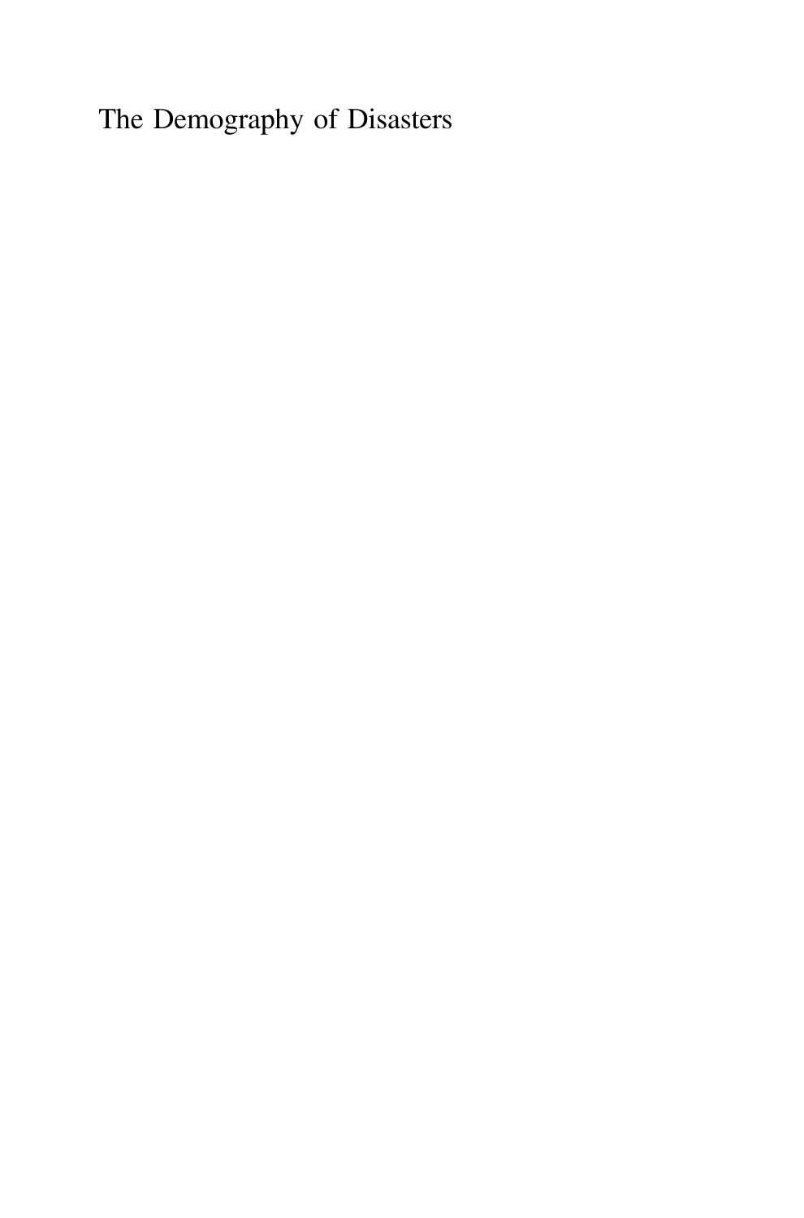# The Demography of Disasters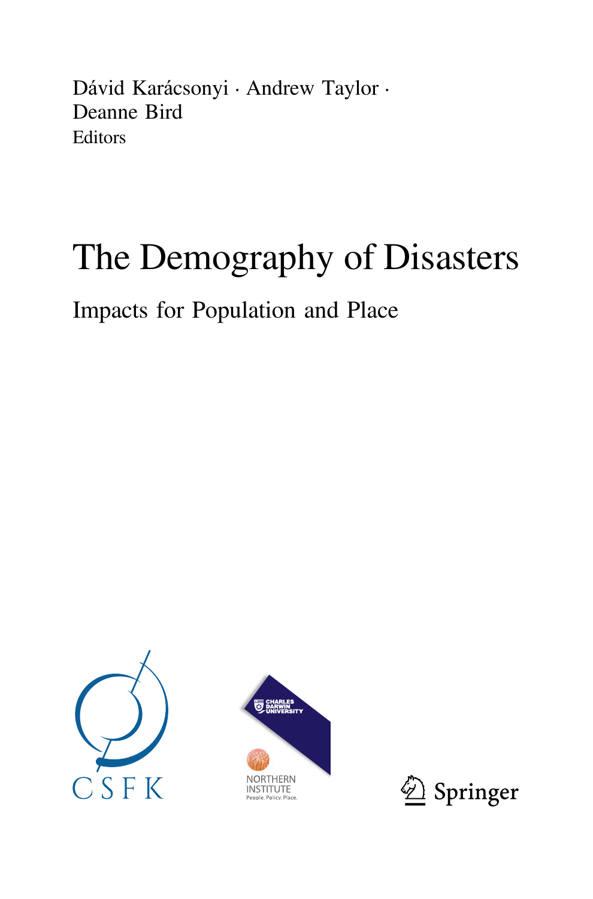Dávid Karácsonyi · Andrew Taylor ·
Deanne Bird
Editors

# The Demography of Disasters

## Impacts for Population and Place

CSFK

CHARLES DARWIN UNIVERSITY

NORTHERN INSTITUTE
People. Policy. Place.

Springer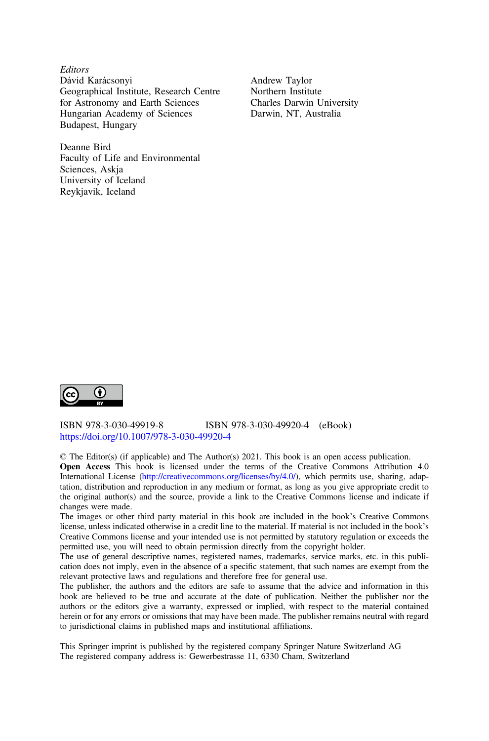*Editors*

Dávid Karácsonyi
Geographical Institute, Research Centre
for Astronomy and Earth Sciences
Hungarian Academy of Sciences
Budapest, Hungary

Deanne Bird
Faculty of Life and Environmental
Sciences, Askja
University of Iceland
Reykjavik, Iceland

Andrew Taylor
Northern Institute
Charles Darwin University
Darwin, NT, Australia

ISBN 978-3-030-49919-8 ISBN 978-3-030-49920-4 (eBook)
https://doi.org/10.1007/978-3-030-49920-4

© The Editor(s) (if applicable) and The Author(s) 2021. This book is an open access publication.

**Open Access** This book is licensed under the terms of the Creative Commons Attribution 4.0 International License (http://creativecommons.org/licenses/by/4.0/), which permits use, sharing, adaptation, distribution and reproduction in any medium or format, as long as you give appropriate credit to the original author(s) and the source, provide a link to the Creative Commons license and indicate if changes were made.

The images or other third party material in this book are included in the book's Creative Commons license, unless indicated otherwise in a credit line to the material. If material is not included in the book's Creative Commons license and your intended use is not permitted by statutory regulation or exceeds the permitted use, you will need to obtain permission directly from the copyright holder.

The use of general descriptive names, registered names, trademarks, service marks, etc. in this publication does not imply, even in the absence of a specific statement, that such names are exempt from the relevant protective laws and regulations and therefore free for general use.

The publisher, the authors and the editors are safe to assume that the advice and information in this book are believed to be true and accurate at the date of publication. Neither the publisher nor the authors or the editors give a warranty, expressed or implied, with respect to the material contained herein or for any errors or omissions that may have been made. The publisher remains neutral with regard to jurisdictional claims in published maps and institutional affiliations.

This Springer imprint is published by the registered company Springer Nature Switzerland AG
The registered company address is: Gewerbestrasse 11, 6330 Cham, Switzerland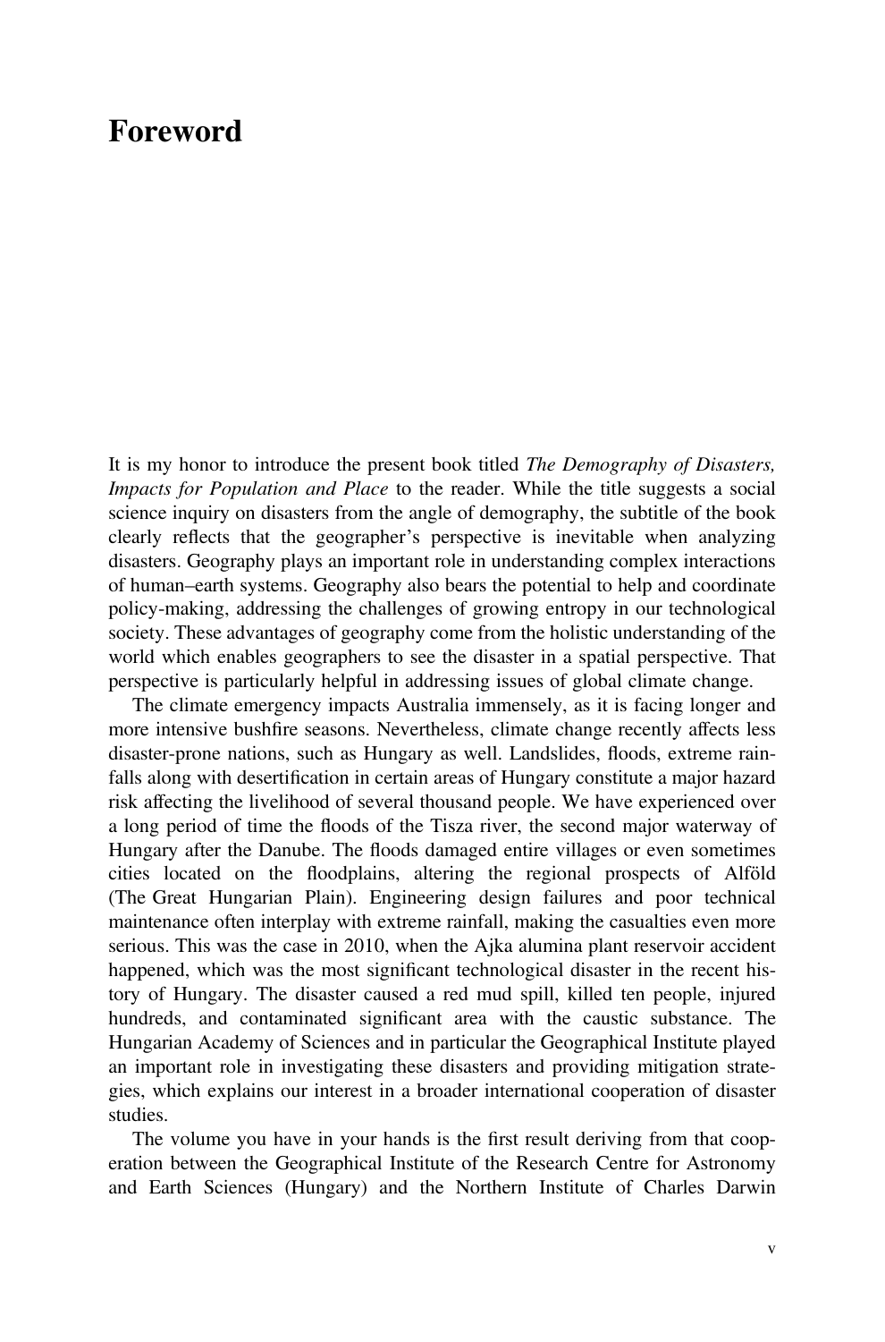# Foreword

It is my honor to introduce the present book titled *The Demography of Disasters, Impacts for Population and Place* to the reader. While the title suggests a social science inquiry on disasters from the angle of demography, the subtitle of the book clearly reflects that the geographer's perspective is inevitable when analyzing disasters. Geography plays an important role in understanding complex interactions of human–earth systems. Geography also bears the potential to help and coordinate policy-making, addressing the challenges of growing entropy in our technological society. These advantages of geography come from the holistic understanding of the world which enables geographers to see the disaster in a spatial perspective. That perspective is particularly helpful in addressing issues of global climate change.

The climate emergency impacts Australia immensely, as it is facing longer and more intensive bushfire seasons. Nevertheless, climate change recently affects less disaster-prone nations, such as Hungary as well. Landslides, floods, extreme rainfalls along with desertification in certain areas of Hungary constitute a major hazard risk affecting the livelihood of several thousand people. We have experienced over a long period of time the floods of the Tisza river, the second major waterway of Hungary after the Danube. The floods damaged entire villages or even sometimes cities located on the floodplains, altering the regional prospects of Alföld (The Great Hungarian Plain). Engineering design failures and poor technical maintenance often interplay with extreme rainfall, making the casualties even more serious. This was the case in 2010, when the Ajka alumina plant reservoir accident happened, which was the most significant technological disaster in the recent history of Hungary. The disaster caused a red mud spill, killed ten people, injured hundreds, and contaminated significant area with the caustic substance. The Hungarian Academy of Sciences and in particular the Geographical Institute played an important role in investigating these disasters and providing mitigation strategies, which explains our interest in a broader international cooperation of disaster studies.

The volume you have in your hands is the first result deriving from that cooperation between the Geographical Institute of the Research Centre for Astronomy and Earth Sciences (Hungary) and the Northern Institute of Charles Darwin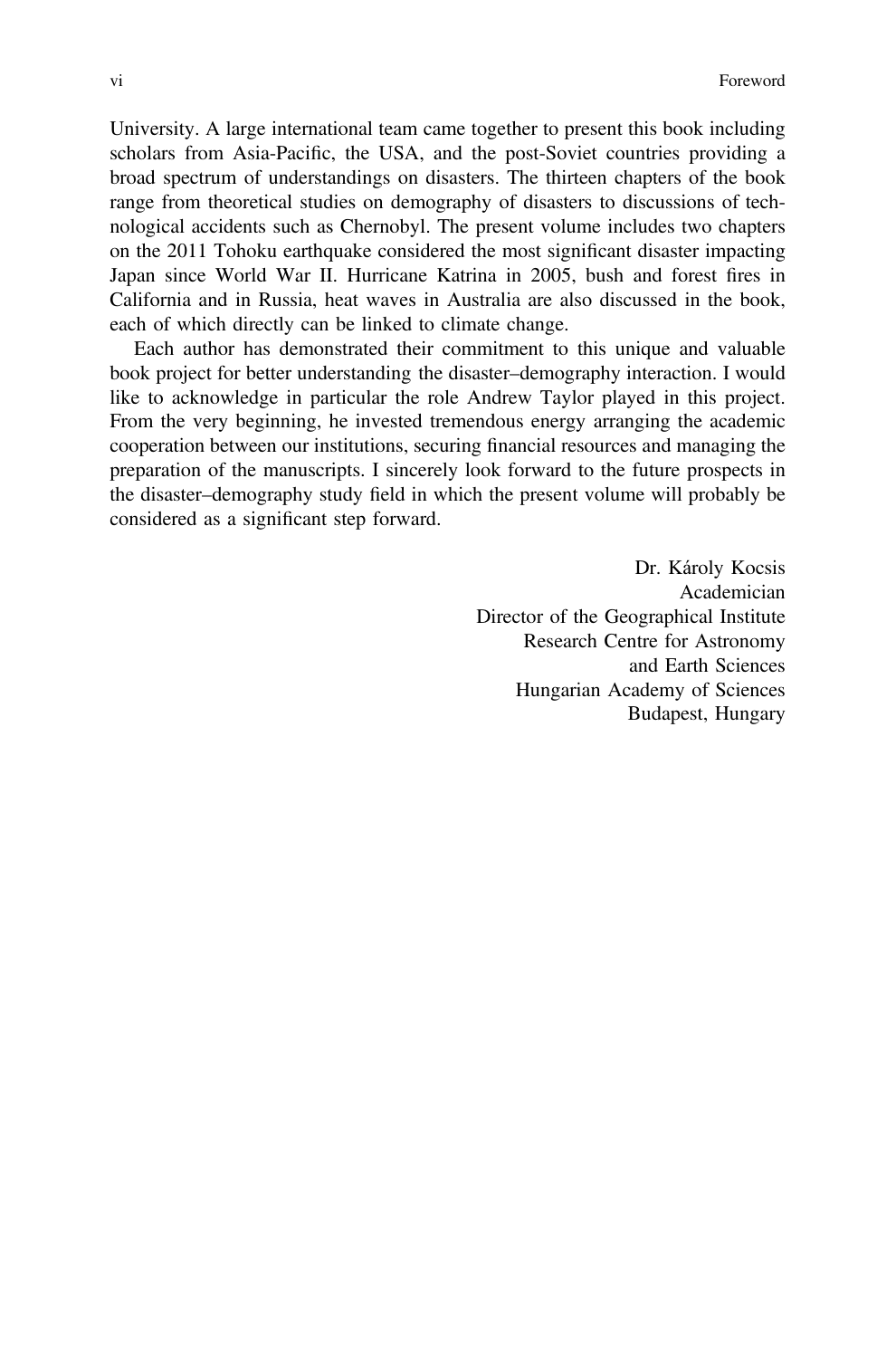University. A large international team came together to present this book including scholars from Asia-Pacific, the USA, and the post-Soviet countries providing a broad spectrum of understandings on disasters. The thirteen chapters of the book range from theoretical studies on demography of disasters to discussions of technological accidents such as Chernobyl. The present volume includes two chapters on the 2011 Tohoku earthquake considered the most significant disaster impacting Japan since World War II. Hurricane Katrina in 2005, bush and forest fires in California and in Russia, heat waves in Australia are also discussed in the book, each of which directly can be linked to climate change.

Each author has demonstrated their commitment to this unique and valuable book project for better understanding the disaster–demography interaction. I would like to acknowledge in particular the role Andrew Taylor played in this project. From the very beginning, he invested tremendous energy arranging the academic cooperation between our institutions, securing financial resources and managing the preparation of the manuscripts. I sincerely look forward to the future prospects in the disaster–demography study field in which the present volume will probably be considered as a significant step forward.

Dr. Károly Kocsis  
Academician  
Director of the Geographical Institute  
Research Centre for Astronomy  
and Earth Sciences  
Hungarian Academy of Sciences  
Budapest, Hungary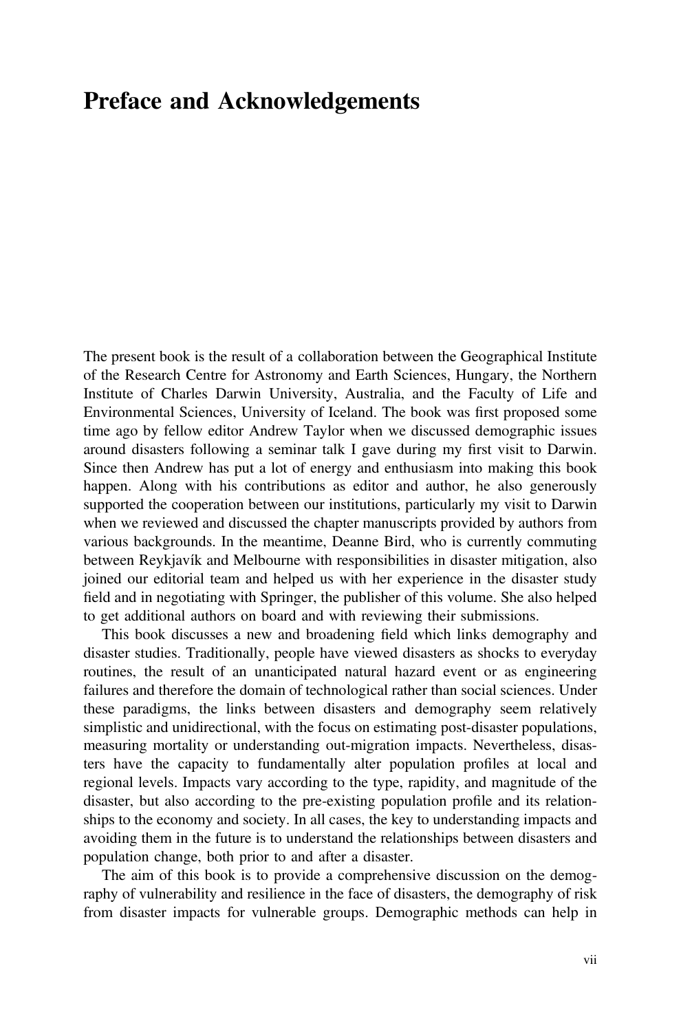# Preface and Acknowledgements

The present book is the result of a collaboration between the Geographical Institute of the Research Centre for Astronomy and Earth Sciences, Hungary, the Northern Institute of Charles Darwin University, Australia, and the Faculty of Life and Environmental Sciences, University of Iceland. The book was first proposed some time ago by fellow editor Andrew Taylor when we discussed demographic issues around disasters following a seminar talk I gave during my first visit to Darwin. Since then Andrew has put a lot of energy and enthusiasm into making this book happen. Along with his contributions as editor and author, he also generously supported the cooperation between our institutions, particularly my visit to Darwin when we reviewed and discussed the chapter manuscripts provided by authors from various backgrounds. In the meantime, Deanne Bird, who is currently commuting between Reykjavík and Melbourne with responsibilities in disaster mitigation, also joined our editorial team and helped us with her experience in the disaster study field and in negotiating with Springer, the publisher of this volume. She also helped to get additional authors on board and with reviewing their submissions.

This book discusses a new and broadening field which links demography and disaster studies. Traditionally, people have viewed disasters as shocks to everyday routines, the result of an unanticipated natural hazard event or as engineering failures and therefore the domain of technological rather than social sciences. Under these paradigms, the links between disasters and demography seem relatively simplistic and unidirectional, with the focus on estimating post-disaster populations, measuring mortality or understanding out-migration impacts. Nevertheless, disasters have the capacity to fundamentally alter population profiles at local and regional levels. Impacts vary according to the type, rapidity, and magnitude of the disaster, but also according to the pre-existing population profile and its relationships to the economy and society. In all cases, the key to understanding impacts and avoiding them in the future is to understand the relationships between disasters and population change, both prior to and after a disaster.

The aim of this book is to provide a comprehensive discussion on the demography of vulnerability and resilience in the face of disasters, the demography of risk from disaster impacts for vulnerable groups. Demographic methods can help in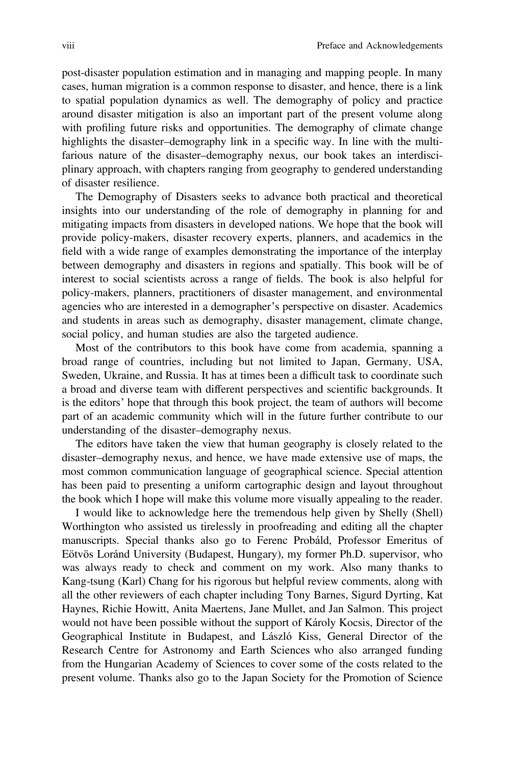post-disaster population estimation and in managing and mapping people. In many cases, human migration is a common response to disaster, and hence, there is a link to spatial population dynamics as well. The demography of policy and practice around disaster mitigation is also an important part of the present volume along with profiling future risks and opportunities. The demography of climate change highlights the disaster–demography link in a specific way. In line with the multifarious nature of the disaster–demography nexus, our book takes an interdisciplinary approach, with chapters ranging from geography to gendered understanding of disaster resilience.

The Demography of Disasters seeks to advance both practical and theoretical insights into our understanding of the role of demography in planning for and mitigating impacts from disasters in developed nations. We hope that the book will provide policy-makers, disaster recovery experts, planners, and academics in the field with a wide range of examples demonstrating the importance of the interplay between demography and disasters in regions and spatially. This book will be of interest to social scientists across a range of fields. The book is also helpful for policy-makers, planners, practitioners of disaster management, and environmental agencies who are interested in a demographer's perspective on disaster. Academics and students in areas such as demography, disaster management, climate change, social policy, and human studies are also the targeted audience.

Most of the contributors to this book have come from academia, spanning a broad range of countries, including but not limited to Japan, Germany, USA, Sweden, Ukraine, and Russia. It has at times been a difficult task to coordinate such a broad and diverse team with different perspectives and scientific backgrounds. It is the editors' hope that through this book project, the team of authors will become part of an academic community which will in the future further contribute to our understanding of the disaster–demography nexus.

The editors have taken the view that human geography is closely related to the disaster–demography nexus, and hence, we have made extensive use of maps, the most common communication language of geographical science. Special attention has been paid to presenting a uniform cartographic design and layout throughout the book which I hope will make this volume more visually appealing to the reader.

I would like to acknowledge here the tremendous help given by Shelly (Shell) Worthington who assisted us tirelessly in proofreading and editing all the chapter manuscripts. Special thanks also go to Ferenc Probáld, Professor Emeritus of Eötvös Loránd University (Budapest, Hungary), my former Ph.D. supervisor, who was always ready to check and comment on my work. Also many thanks to Kang-tsung (Karl) Chang for his rigorous but helpful review comments, along with all the other reviewers of each chapter including Tony Barnes, Sigurd Dyrting, Kat Haynes, Richie Howitt, Anita Maertens, Jane Mullet, and Jan Salmon. This project would not have been possible without the support of Károly Kocsis, Director of the Geographical Institute in Budapest, and László Kiss, General Director of the Research Centre for Astronomy and Earth Sciences who also arranged funding from the Hungarian Academy of Sciences to cover some of the costs related to the present volume. Thanks also go to the Japan Society for the Promotion of Science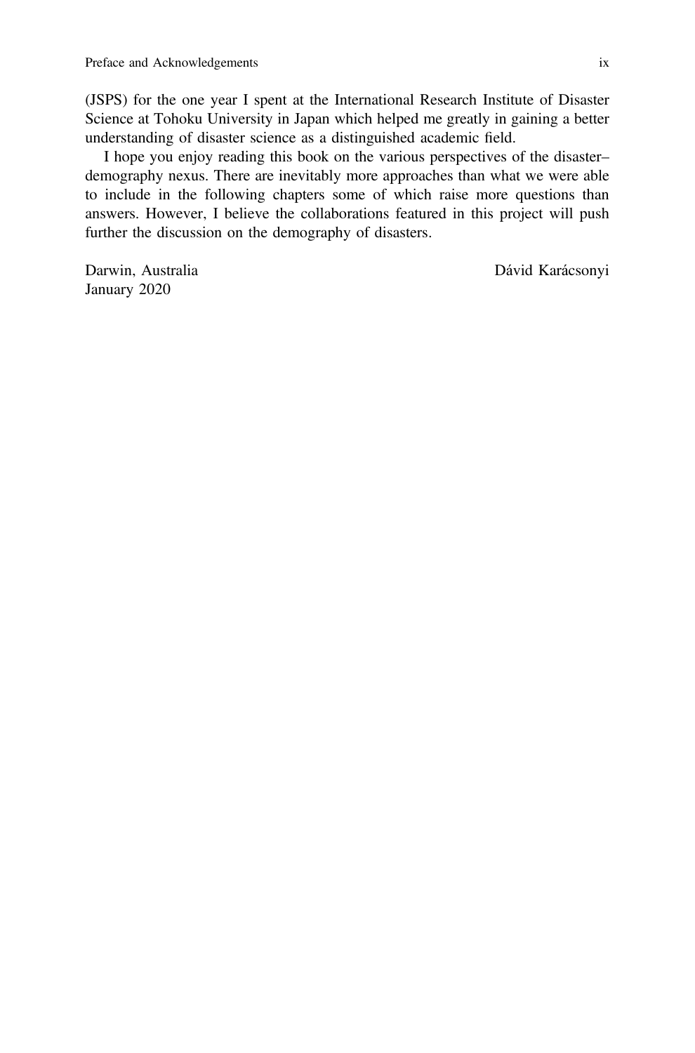(JSPS) for the one year I spent at the International Research Institute of Disaster Science at Tohoku University in Japan which helped me greatly in gaining a better understanding of disaster science as a distinguished academic field.

I hope you enjoy reading this book on the various perspectives of the disaster–demography nexus. There are inevitably more approaches than what we were able to include in the following chapters some of which raise more questions than answers. However, I believe the collaborations featured in this project will push further the discussion on the demography of disasters.

Darwin, Australia
January 2020

Dávid Karácsonyi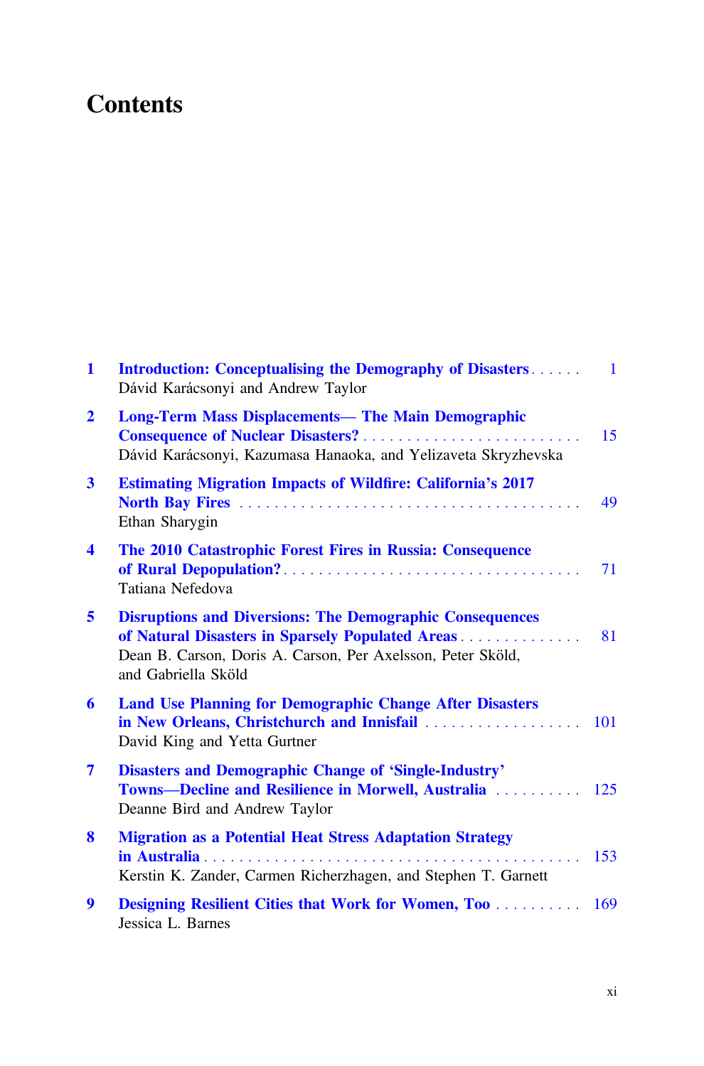# Contents

**1** **Introduction: Conceptualising the Demography of Disasters** . . . . . . 1
Dávid Karácsonyi and Andrew Taylor

**2** **Long-Term Mass Displacements— The Main Demographic Consequence of Nuclear Disasters?** . . . . . . . . . . . . . . . . . . . . . . . . . 15
Dávid Karácsonyi, Kazumasa Hanaoka, and Yelizaveta Skryzhevska

**3** **Estimating Migration Impacts of Wildfire: California's 2017 North Bay Fires** . . . . . . . . . . . . . . . . . . . . . . . . . . . . . . . . . . . . . . 49
Ethan Sharygin

**4** **The 2010 Catastrophic Forest Fires in Russia: Consequence of Rural Depopulation?** . . . . . . . . . . . . . . . . . . . . . . . . . . . . . . . . . 71
Tatiana Nefedova

**5** **Disruptions and Diversions: The Demographic Consequences of Natural Disasters in Sparsely Populated Areas** . . . . . . . . . . . . . . 81
Dean B. Carson, Doris A. Carson, Per Axelsson, Peter Sköld, and Gabriella Sköld

**6** **Land Use Planning for Demographic Change After Disasters in New Orleans, Christchurch and Innisfail** . . . . . . . . . . . . . . . . . . 101
David King and Yetta Gurtner

**7** **Disasters and Demographic Change of 'Single-Industry' Towns—Decline and Resilience in Morwell, Australia** . . . . . . . . . . 125
Deanne Bird and Andrew Taylor

**8** **Migration as a Potential Heat Stress Adaptation Strategy in Australia** . . . . . . . . . . . . . . . . . . . . . . . . . . . . . . . . . . . . . . . . . . . . 153
Kerstin K. Zander, Carmen Richerzhagen, and Stephen T. Garnett

**9** **Designing Resilient Cities that Work for Women, Too** . . . . . . . . . . 169
Jessica L. Barnes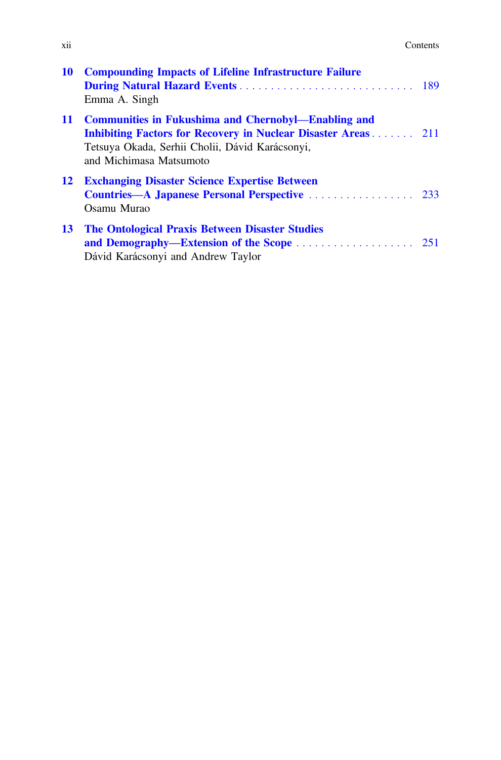**10 Compounding Impacts of Lifeline Infrastructure Failure During Natural Hazard Events** . . . . . . . . . . . . . . . . . . . . . . . . . . . . . 189
Emma A. Singh

**11 Communities in Fukushima and Chernobyl—Enabling and Inhibiting Factors for Recovery in Nuclear Disaster Areas** . . . . . . . 211
Tetsuya Okada, Serhii Cholii, Dávid Karácsonyi, and Michimasa Matsumoto

**12 Exchanging Disaster Science Expertise Between Countries—A Japanese Personal Perspective** . . . . . . . . . . . . . . . . . . 233
Osamu Murao

**13 The Ontological Praxis Between Disaster Studies and Demography—Extension of the Scope** . . . . . . . . . . . . . . . . . . . . 251
Dávid Karácsonyi and Andrew Taylor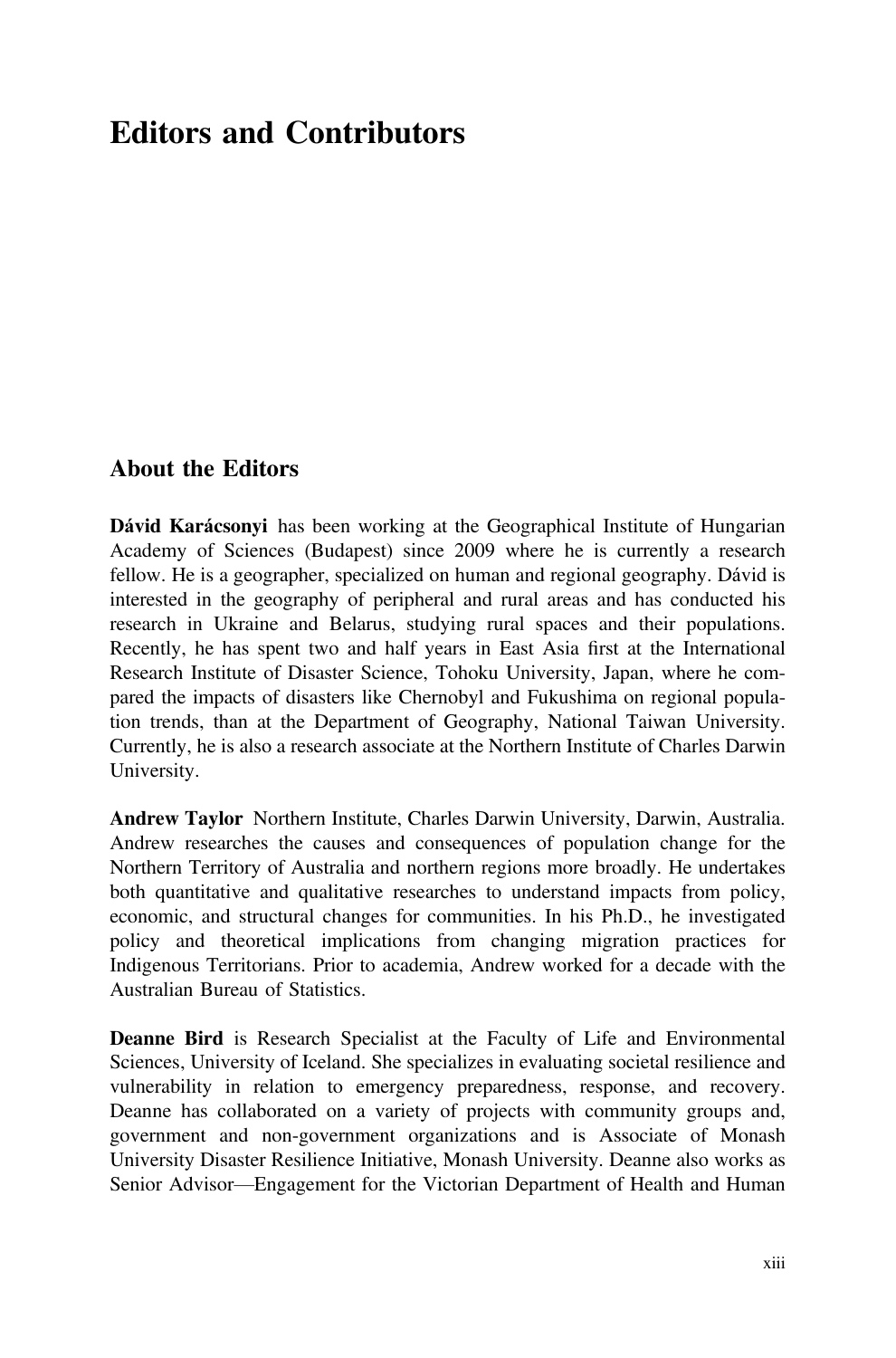# Editors and Contributors

## About the Editors

**Dávid Karácsonyi** has been working at the Geographical Institute of Hungarian Academy of Sciences (Budapest) since 2009 where he is currently a research fellow. He is a geographer, specialized on human and regional geography. Dávid is interested in the geography of peripheral and rural areas and has conducted his research in Ukraine and Belarus, studying rural spaces and their populations. Recently, he has spent two and half years in East Asia first at the International Research Institute of Disaster Science, Tohoku University, Japan, where he compared the impacts of disasters like Chernobyl and Fukushima on regional population trends, than at the Department of Geography, National Taiwan University. Currently, he is also a research associate at the Northern Institute of Charles Darwin University.

**Andrew Taylor** Northern Institute, Charles Darwin University, Darwin, Australia. Andrew researches the causes and consequences of population change for the Northern Territory of Australia and northern regions more broadly. He undertakes both quantitative and qualitative researches to understand impacts from policy, economic, and structural changes for communities. In his Ph.D., he investigated policy and theoretical implications from changing migration practices for Indigenous Territorians. Prior to academia, Andrew worked for a decade with the Australian Bureau of Statistics.

**Deanne Bird** is Research Specialist at the Faculty of Life and Environmental Sciences, University of Iceland. She specializes in evaluating societal resilience and vulnerability in relation to emergency preparedness, response, and recovery. Deanne has collaborated on a variety of projects with community groups and, government and non-government organizations and is Associate of Monash University Disaster Resilience Initiative, Monash University. Deanne also works as Senior Advisor—Engagement for the Victorian Department of Health and Human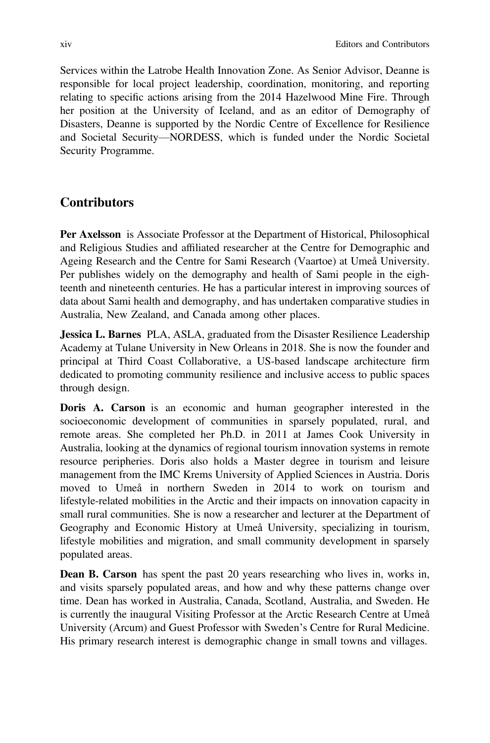Services within the Latrobe Health Innovation Zone. As Senior Advisor, Deanne is responsible for local project leadership, coordination, monitoring, and reporting relating to specific actions arising from the 2014 Hazelwood Mine Fire. Through her position at the University of Iceland, and as an editor of Demography of Disasters, Deanne is supported by the Nordic Centre of Excellence for Resilience and Societal Security—NORDESS, which is funded under the Nordic Societal Security Programme.

## Contributors

**Per Axelsson** is Associate Professor at the Department of Historical, Philosophical and Religious Studies and affiliated researcher at the Centre for Demographic and Ageing Research and the Centre for Sami Research (Vaartoe) at Umeå University. Per publishes widely on the demography and health of Sami people in the eighteenth and nineteenth centuries. He has a particular interest in improving sources of data about Sami health and demography, and has undertaken comparative studies in Australia, New Zealand, and Canada among other places.

**Jessica L. Barnes** PLA, ASLA, graduated from the Disaster Resilience Leadership Academy at Tulane University in New Orleans in 2018. She is now the founder and principal at Third Coast Collaborative, a US-based landscape architecture firm dedicated to promoting community resilience and inclusive access to public spaces through design.

**Doris A. Carson** is an economic and human geographer interested in the socioeconomic development of communities in sparsely populated, rural, and remote areas. She completed her Ph.D. in 2011 at James Cook University in Australia, looking at the dynamics of regional tourism innovation systems in remote resource peripheries. Doris also holds a Master degree in tourism and leisure management from the IMC Krems University of Applied Sciences in Austria. Doris moved to Umeå in northern Sweden in 2014 to work on tourism and lifestyle-related mobilities in the Arctic and their impacts on innovation capacity in small rural communities. She is now a researcher and lecturer at the Department of Geography and Economic History at Umeå University, specializing in tourism, lifestyle mobilities and migration, and small community development in sparsely populated areas.

**Dean B. Carson** has spent the past 20 years researching who lives in, works in, and visits sparsely populated areas, and how and why these patterns change over time. Dean has worked in Australia, Canada, Scotland, Australia, and Sweden. He is currently the inaugural Visiting Professor at the Arctic Research Centre at Umeå University (Arcum) and Guest Professor with Sweden's Centre for Rural Medicine. His primary research interest is demographic change in small towns and villages.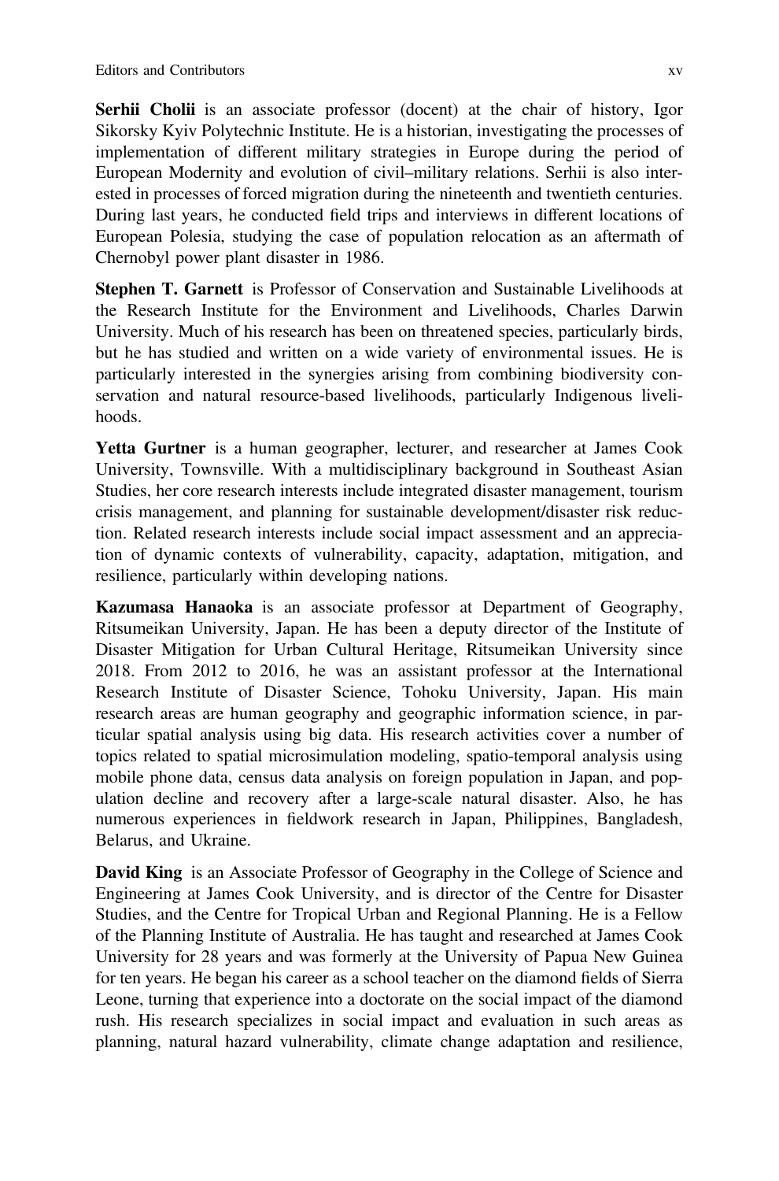**Serhii Cholii** is an associate professor (docent) at the chair of history, Igor Sikorsky Kyiv Polytechnic Institute. He is a historian, investigating the processes of implementation of different military strategies in Europe during the period of European Modernity and evolution of civil–military relations. Serhii is also interested in processes of forced migration during the nineteenth and twentieth centuries. During last years, he conducted field trips and interviews in different locations of European Polesia, studying the case of population relocation as an aftermath of Chernobyl power plant disaster in 1986.

**Stephen T. Garnett** is Professor of Conservation and Sustainable Livelihoods at the Research Institute for the Environment and Livelihoods, Charles Darwin University. Much of his research has been on threatened species, particularly birds, but he has studied and written on a wide variety of environmental issues. He is particularly interested in the synergies arising from combining biodiversity conservation and natural resource-based livelihoods, particularly Indigenous livelihoods.

**Yetta Gurtner** is a human geographer, lecturer, and researcher at James Cook University, Townsville. With a multidisciplinary background in Southeast Asian Studies, her core research interests include integrated disaster management, tourism crisis management, and planning for sustainable development/disaster risk reduction. Related research interests include social impact assessment and an appreciation of dynamic contexts of vulnerability, capacity, adaptation, mitigation, and resilience, particularly within developing nations.

**Kazumasa Hanaoka** is an associate professor at Department of Geography, Ritsumeikan University, Japan. He has been a deputy director of the Institute of Disaster Mitigation for Urban Cultural Heritage, Ritsumeikan University since 2018. From 2012 to 2016, he was an assistant professor at the International Research Institute of Disaster Science, Tohoku University, Japan. His main research areas are human geography and geographic information science, in particular spatial analysis using big data. His research activities cover a number of topics related to spatial microsimulation modeling, spatio-temporal analysis using mobile phone data, census data analysis on foreign population in Japan, and population decline and recovery after a large-scale natural disaster. Also, he has numerous experiences in fieldwork research in Japan, Philippines, Bangladesh, Belarus, and Ukraine.

**David King** is an Associate Professor of Geography in the College of Science and Engineering at James Cook University, and is director of the Centre for Disaster Studies, and the Centre for Tropical Urban and Regional Planning. He is a Fellow of the Planning Institute of Australia. He has taught and researched at James Cook University for 28 years and was formerly at the University of Papua New Guinea for ten years. He began his career as a school teacher on the diamond fields of Sierra Leone, turning that experience into a doctorate on the social impact of the diamond rush. His research specializes in social impact and evaluation in such areas as planning, natural hazard vulnerability, climate change adaptation and resilience,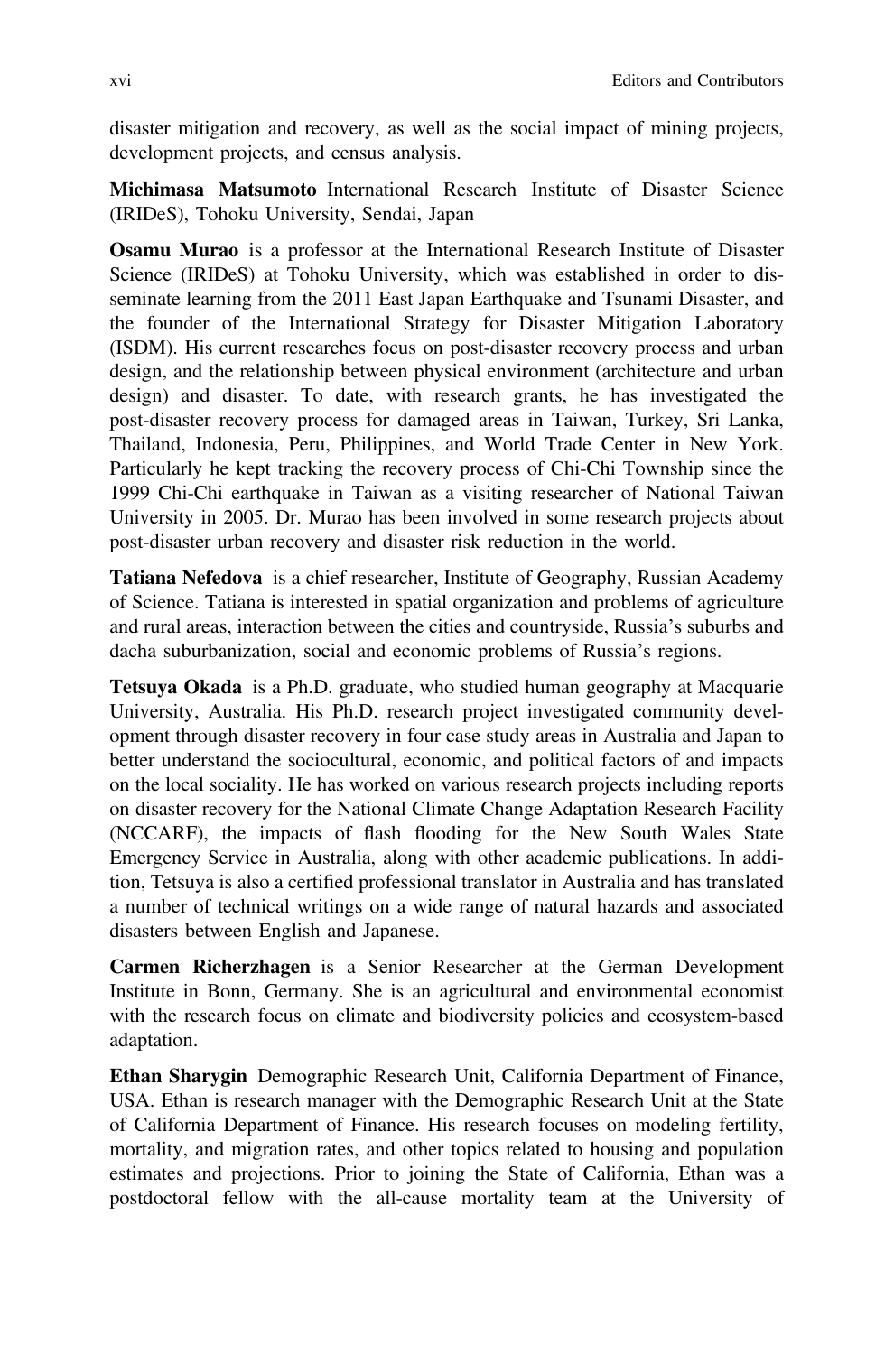disaster mitigation and recovery, as well as the social impact of mining projects, development projects, and census analysis.

**Michimasa Matsumoto** International Research Institute of Disaster Science (IRIDeS), Tohoku University, Sendai, Japan

**Osamu Murao** is a professor at the International Research Institute of Disaster Science (IRIDeS) at Tohoku University, which was established in order to disseminate learning from the 2011 East Japan Earthquake and Tsunami Disaster, and the founder of the International Strategy for Disaster Mitigation Laboratory (ISDM). His current researches focus on post-disaster recovery process and urban design, and the relationship between physical environment (architecture and urban design) and disaster. To date, with research grants, he has investigated the post-disaster recovery process for damaged areas in Taiwan, Turkey, Sri Lanka, Thailand, Indonesia, Peru, Philippines, and World Trade Center in New York. Particularly he kept tracking the recovery process of Chi-Chi Township since the 1999 Chi-Chi earthquake in Taiwan as a visiting researcher of National Taiwan University in 2005. Dr. Murao has been involved in some research projects about post-disaster urban recovery and disaster risk reduction in the world.

**Tatiana Nefedova** is a chief researcher, Institute of Geography, Russian Academy of Science. Tatiana is interested in spatial organization and problems of agriculture and rural areas, interaction between the cities and countryside, Russia's suburbs and dacha suburbanization, social and economic problems of Russia's regions.

**Tetsuya Okada** is a Ph.D. graduate, who studied human geography at Macquarie University, Australia. His Ph.D. research project investigated community development through disaster recovery in four case study areas in Australia and Japan to better understand the sociocultural, economic, and political factors of and impacts on the local sociality. He has worked on various research projects including reports on disaster recovery for the National Climate Change Adaptation Research Facility (NCCARF), the impacts of flash flooding for the New South Wales State Emergency Service in Australia, along with other academic publications. In addition, Tetsuya is also a certified professional translator in Australia and has translated a number of technical writings on a wide range of natural hazards and associated disasters between English and Japanese.

**Carmen Richerzhagen** is a Senior Researcher at the German Development Institute in Bonn, Germany. She is an agricultural and environmental economist with the research focus on climate and biodiversity policies and ecosystem-based adaptation.

**Ethan Sharygin** Demographic Research Unit, California Department of Finance, USA. Ethan is research manager with the Demographic Research Unit at the State of California Department of Finance. His research focuses on modeling fertility, mortality, and migration rates, and other topics related to housing and population estimates and projections. Prior to joining the State of California, Ethan was a postdoctoral fellow with the all-cause mortality team at the University of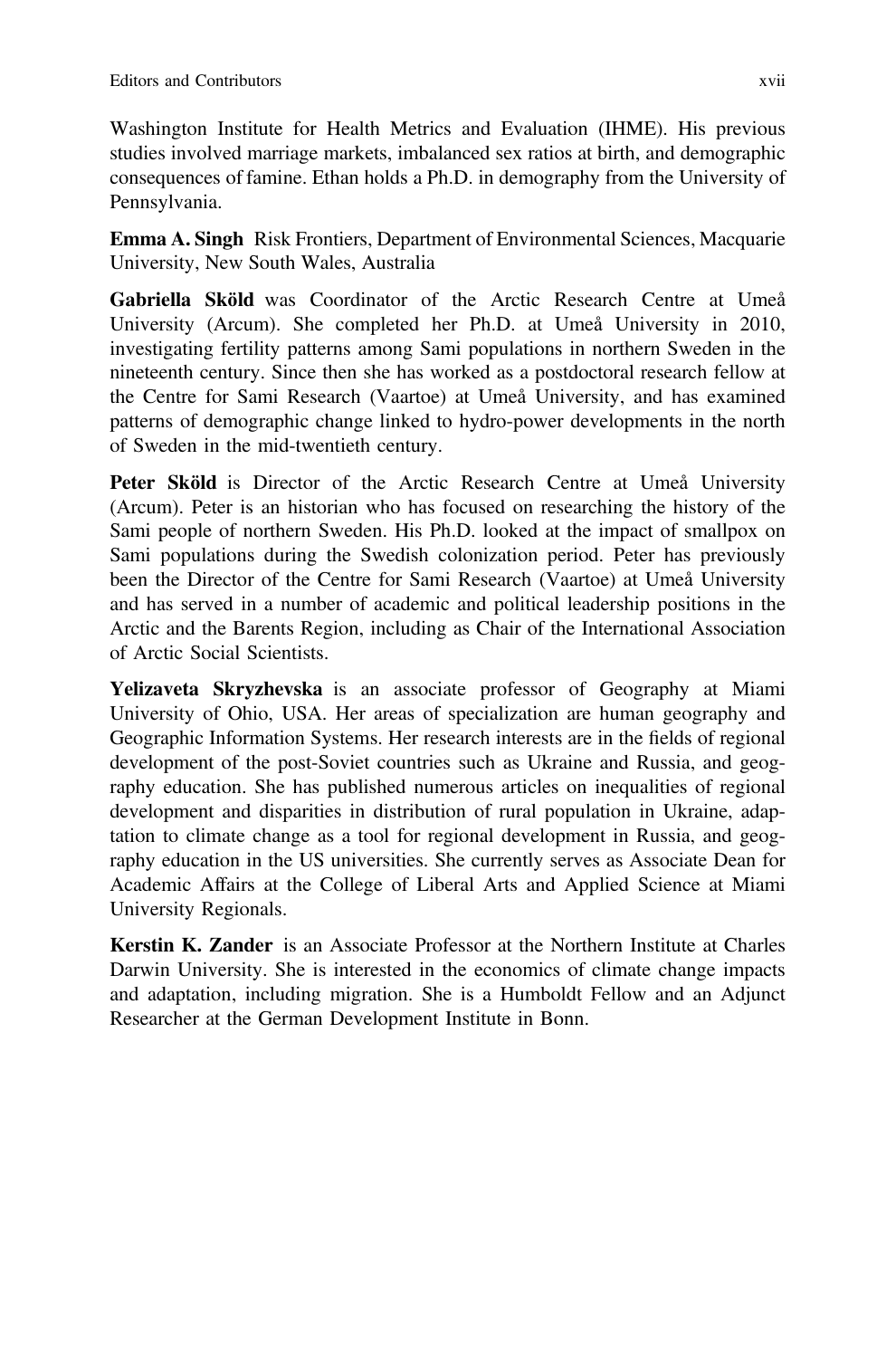Washington Institute for Health Metrics and Evaluation (IHME). His previous studies involved marriage markets, imbalanced sex ratios at birth, and demographic consequences of famine. Ethan holds a Ph.D. in demography from the University of Pennsylvania.

**Emma A. Singh** Risk Frontiers, Department of Environmental Sciences, Macquarie University, New South Wales, Australia

**Gabriella Sköld** was Coordinator of the Arctic Research Centre at Umeå University (Arcum). She completed her Ph.D. at Umeå University in 2010, investigating fertility patterns among Sami populations in northern Sweden in the nineteenth century. Since then she has worked as a postdoctoral research fellow at the Centre for Sami Research (Vaartoe) at Umeå University, and has examined patterns of demographic change linked to hydro-power developments in the north of Sweden in the mid-twentieth century.

**Peter Sköld** is Director of the Arctic Research Centre at Umeå University (Arcum). Peter is an historian who has focused on researching the history of the Sami people of northern Sweden. His Ph.D. looked at the impact of smallpox on Sami populations during the Swedish colonization period. Peter has previously been the Director of the Centre for Sami Research (Vaartoe) at Umeå University and has served in a number of academic and political leadership positions in the Arctic and the Barents Region, including as Chair of the International Association of Arctic Social Scientists.

**Yelizaveta Skryzhevska** is an associate professor of Geography at Miami University of Ohio, USA. Her areas of specialization are human geography and Geographic Information Systems. Her research interests are in the fields of regional development of the post-Soviet countries such as Ukraine and Russia, and geography education. She has published numerous articles on inequalities of regional development and disparities in distribution of rural population in Ukraine, adaptation to climate change as a tool for regional development in Russia, and geography education in the US universities. She currently serves as Associate Dean for Academic Affairs at the College of Liberal Arts and Applied Science at Miami University Regionals.

**Kerstin K. Zander** is an Associate Professor at the Northern Institute at Charles Darwin University. She is interested in the economics of climate change impacts and adaptation, including migration. She is a Humboldt Fellow and an Adjunct Researcher at the German Development Institute in Bonn.